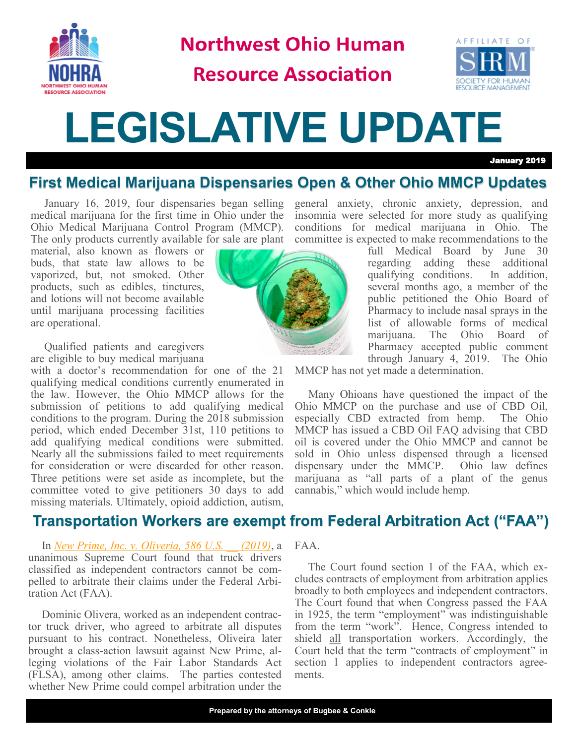# Northwest Ohio Human Resource Association

# LEGISLATIVE UPDATE

January 2019

## First Medical Marijuana Dispensaries Open & Other Ohio MMCP Updates

January 16, 2019, four dispensaries began selling medical marijuana for the first time in Ohio under the Ohio Medical Marijuana Control Program (MMCP). The only products currently available for sale are plant material, also known as flowers or buds, that state law allows to be vaporized, but, not smoked. Other products, such as edibles, tinctures, and lotions will not become available until marijuana processing facilities are operational.

Qualified patients and caregivers are eligible to buy medical marijuana with a doctor's recommendation for one of the 21 qualifying medical conditions currently enumerated in the law. However, the Ohio MMCP allows for the submission of petitions to add qualifying medical conditions to the program. During the 2018 submission period, which ended December 31st, 110 petitions to add qualifying medical conditions were submitted. Nearly all the submissions failed to meet requirements for consideration or were discarded for other reason. Three petitions were set aside as incomplete, but the committee voted to give petitioners 30 days to add missing materials. Ultimately, opioid addiction, autism, general anxiety, chronic anxiety, depression, and insomnia were selected for more study as qualifying conditions for medical marijuana in Ohio. The committee is expected to make recommendations to the full Medical Board by June 30 regarding adding these additional qualifying conditions. In addition, several months ago, a member of the public petitioned the Ohio Board of Pharmacy to include nasal sprays in the list of allowable forms of medical marijuana. The Ohio Board of Pharmacy accepted public comment through January 4, 2019. The Ohio MMCP has not yet made a determination.

Many Ohioans have questioned the impact of the Ohio MMCP on the purchase and use of CBD Oil, especially CBD extracted from hemp. The Ohio MMCP has issued a CBD Oil FAQ advising that CBD oil is covered under the Ohio MMCP and cannot be sold in Ohio unless dispensed through a licensed dispensary under the MMCP. Ohio law defines marijuana as "all parts of a plant of the genus cannabis," which would include hemp.

## Transportation Workers are exempt from Federal Arbitration Act ("FAA")

In *New Prime, Inc. v. Oliveria, 586 U.S. __ (2019)*, a unanimous Supreme Court found that truck drivers classified as independent contractors cannot be compelled to arbitrate their claims under the Federal Arbitration Act (FAA).

Dominic Olivera, worked as an independent contractor truck driver, who agreed to arbitrate all disputes pursuant to his contract. Nonetheless, Oliveira later brought a class-action lawsuit against New Prime, alleging violations of the Fair Labor Standards Act (FLSA), among other claims. The parties contested whether New Prime could compel arbitration under the FAA.

The Court found section 1 of the FAA, which excludes contracts of employment from arbitration applies broadly to both employees and independent contractors. The Court found that when Congress passed the FAA in 1925, the term "employment" was indistinguishable from the term "work". Hence, Congress intended to shield all transportation workers. Accordingly, the Court held that the term "contracts of employment" in section 1 applies to independent contractors agreements.

Prepared by the attorneys of Bugbee & Conkle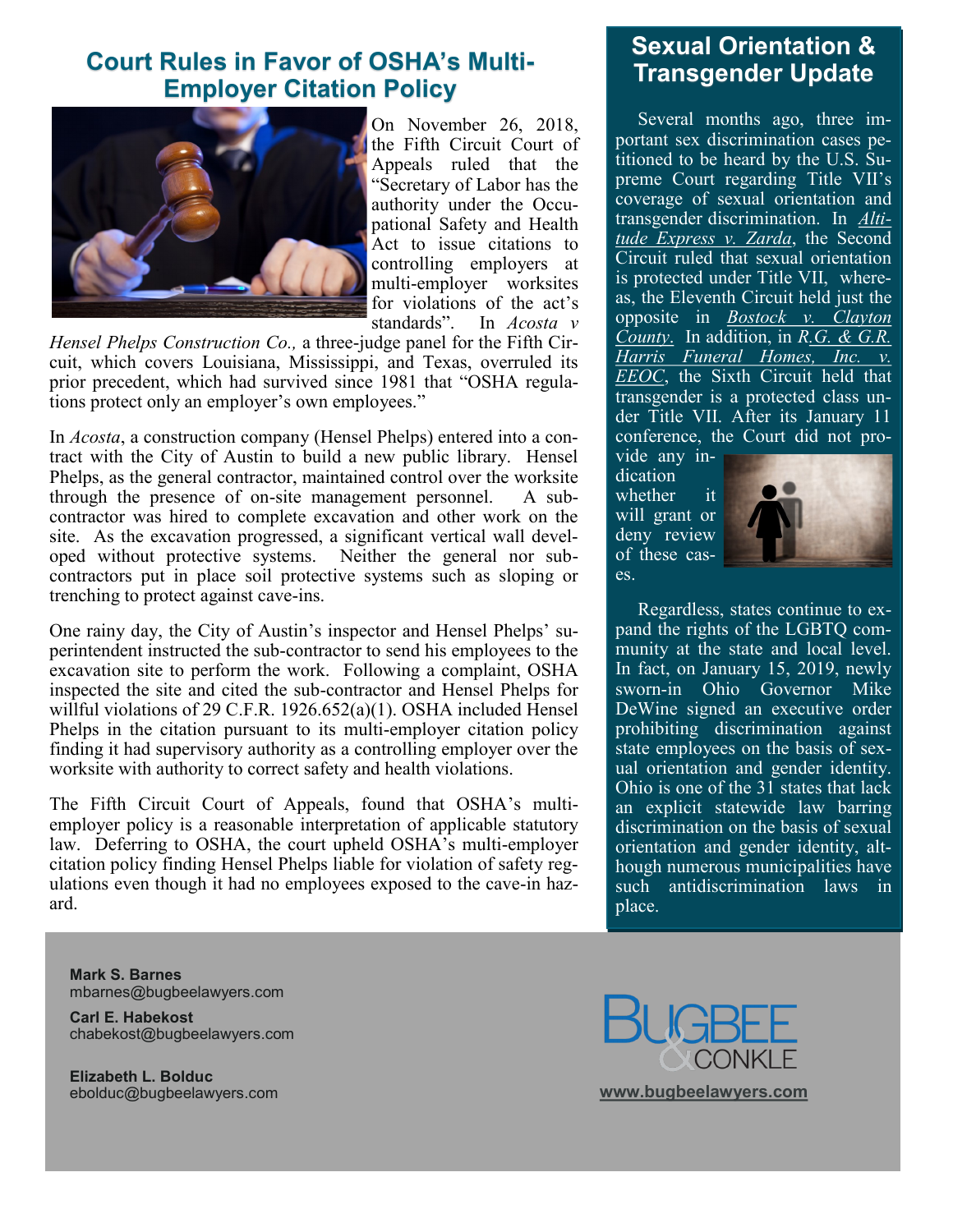## Court Rules in Favor of OSHA's Multi-Employer Citation Policy

On November 26, 2018, the Fifth Circuit Court of Appeals ruled that the "Secretary of Labor has the authority under the Occupational Safety and Health Act to issue citations to controlling employers at multi-employer worksites for violations of the act's standards". In *Acosta v Hensel Phelps Construction Co.,* a three-judge panel for the Fifth Circuit, which covers Louisiana, Mississippi, and Texas, overruled its prior precedent, which had survived since 1981 that "OSHA regulations protect only an employer's own employees."

In *Acosta*, a construction company (Hensel Phelps) entered into a contract with the City of Austin to build a new public library. Hensel Phelps, as the general contractor, maintained control over the worksite through the presence of on-site management personnel. A subcontractor was hired to complete excavation and other work on the site. As the excavation progressed, a significant vertical wall developed without protective systems. Neither the general nor subcontractors put in place soil protective systems such as sloping or trenching to protect against cave-ins.

One rainy day, the City of Austin's inspector and Hensel Phelps' superintendent instructed the sub-contractor to send his employees to the excavation site to perform the work. Following a complaint, OSHA inspected the site and cited the sub-contractor and Hensel Phelps for willful violations of 29 C.F.R. 1926.652(a)(1). OSHA included Hensel Phelps in the citation pursuant to its multi-employer citation policy finding it had supervisory authority as a controlling employer over the worksite with authority to correct safety and health violations.

The Fifth Circuit Court of Appeals, found that OSHA's multi-employer policy is a reasonable interpretation of applicable statutory law. Deferring to OSHA, the court upheld OSHA's multi-employer citation policy finding Hensel Phelps liable for violation of safety regulations even though it had no employees exposed to the cave-in hazard.

## Sexual Orientation & Transgender Update

Several months ago, three important sex discrimination cases petitioned to be heard by the U.S. Supreme Court regarding Title VII's coverage of sexual orientation and transgender discrimination. In *Altitude Express v. Zarda*, the Second Circuit ruled that sexual orientation is protected under Title VII, whereas, the Eleventh Circuit held just the opposite in *Bostock v. Clayton County*. In addition, in *R.G. & G.R. Harris Funeral Homes, Inc. v. EEOC*, the Sixth Circuit held that transgender is a protected class under Title VII. After its January 11 conference, the Court did not provide any indication whether it will grant or deny review of these cases.

Regardless, states continue to expand the rights of the LGBTQ community at the state and local level. In fact, on January 15, 2019, newly sworn-in Ohio Governor Mike DeWine signed an executive order prohibiting discrimination against state employees on the basis of sexual orientation and gender identity. Ohio is one of the 31 states that lack an explicit statewide law barring discrimination on the basis of sexual orientation and gender identity, although numerous municipalities have such antidiscrimination laws in place.

**Mark S. Barnes**
mbarnes@bugbeelawyers.com

**Carl E. Habekost**
chabekost@bugbeelawyers.com

**Elizabeth L. Bolduc**
ebolduc@bugbeelawyers.com

BUGBEE & CONKLE

www.bugbeelawyers.com